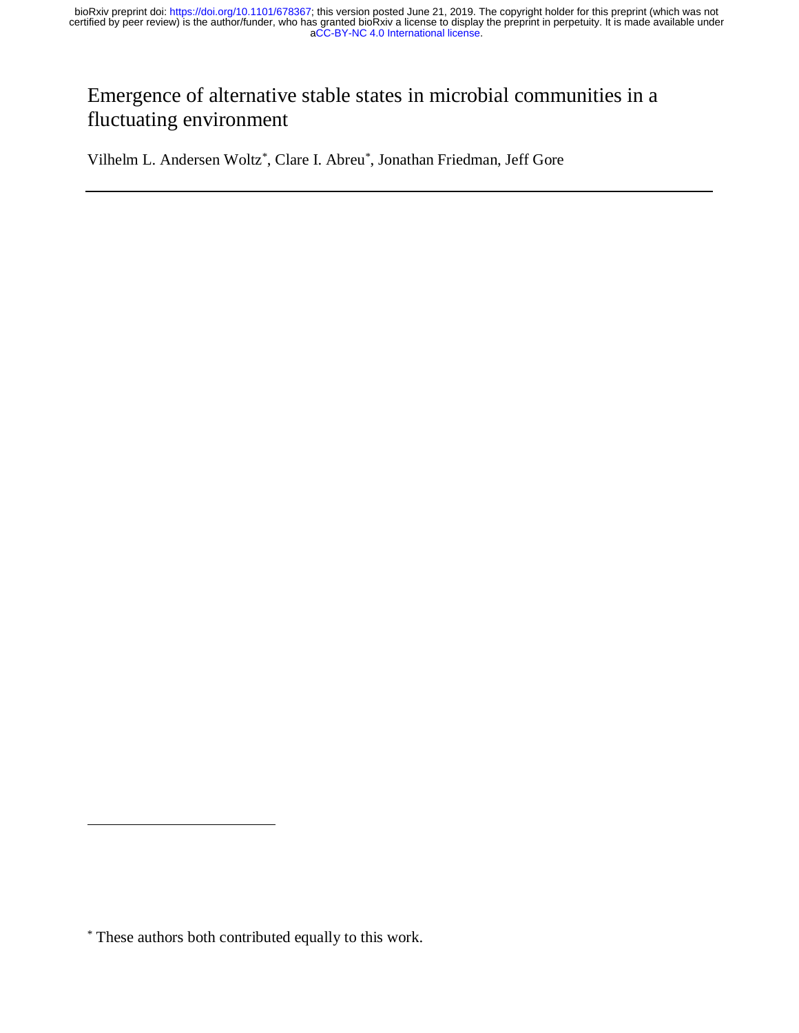# Emergence of alternative stable states in microbial communities in a fluctuating environment

Vilhelm L. Andersen Woltz[*], Clare I. Abreu[*], Jonathan Friedman, Jeff Gore

---

[*] These authors both contributed equally to this work.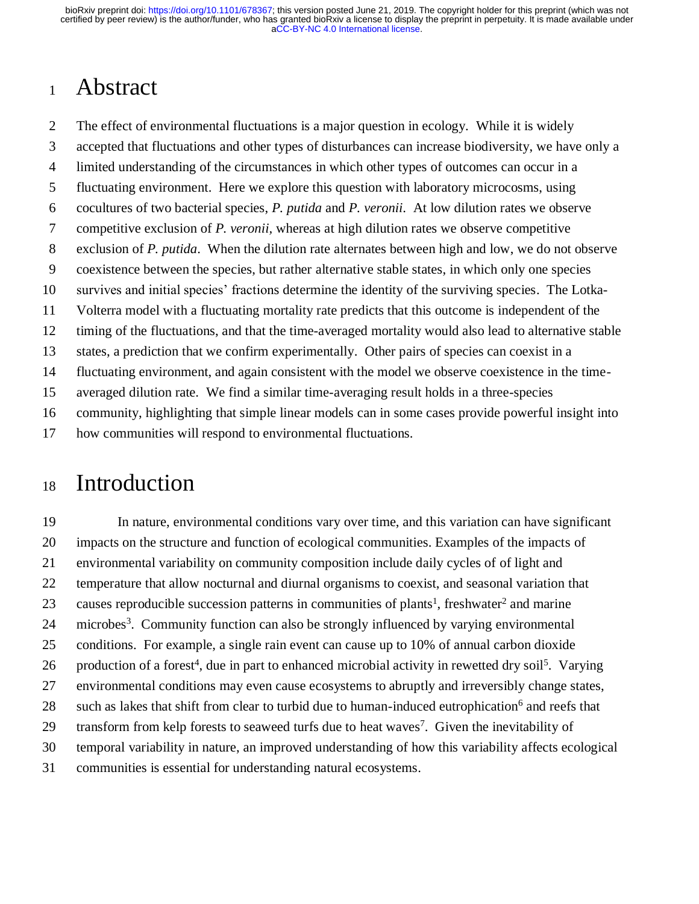# Abstract

The effect of environmental fluctuations is a major question in ecology. While it is widely accepted that fluctuations and other types of disturbances can increase biodiversity, we have only a limited understanding of the circumstances in which other types of outcomes can occur in a fluctuating environment. Here we explore this question with laboratory microcosms, using cocultures of two bacterial species, *P. putida* and *P. veronii*. At low dilution rates we observe competitive exclusion of *P. veronii*, whereas at high dilution rates we observe competitive exclusion of *P. putida*. When the dilution rate alternates between high and low, we do not observe coexistence between the species, but rather alternative stable states, in which only one species survives and initial species' fractions determine the identity of the surviving species. The Lotka-Volterra model with a fluctuating mortality rate predicts that this outcome is independent of the timing of the fluctuations, and that the time-averaged mortality would also lead to alternative stable states, a prediction that we confirm experimentally. Other pairs of species can coexist in a fluctuating environment, and again consistent with the model we observe coexistence in the time-averaged dilution rate. We find a similar time-averaging result holds in a three-species community, highlighting that simple linear models can in some cases provide powerful insight into how communities will respond to environmental fluctuations.

# Introduction

In nature, environmental conditions vary over time, and this variation can have significant impacts on the structure and function of ecological communities. Examples of the impacts of environmental variability on community composition include daily cycles of of light and temperature that allow nocturnal and diurnal organisms to coexist, and seasonal variation that causes reproducible succession patterns in communities of plants[1], freshwater[2] and marine microbes[3]. Community function can also be strongly influenced by varying environmental conditions. For example, a single rain event can cause up to 10% of annual carbon dioxide production of a forest[4], due in part to enhanced microbial activity in rewetted dry soil[5]. Varying environmental conditions may even cause ecosystems to abruptly and irreversibly change states, such as lakes that shift from clear to turbid due to human-induced eutrophication[6] and reefs that transform from kelp forests to seaweed turfs due to heat waves[7]. Given the inevitability of temporal variability in nature, an improved understanding of how this variability affects ecological communities is essential for understanding natural ecosystems.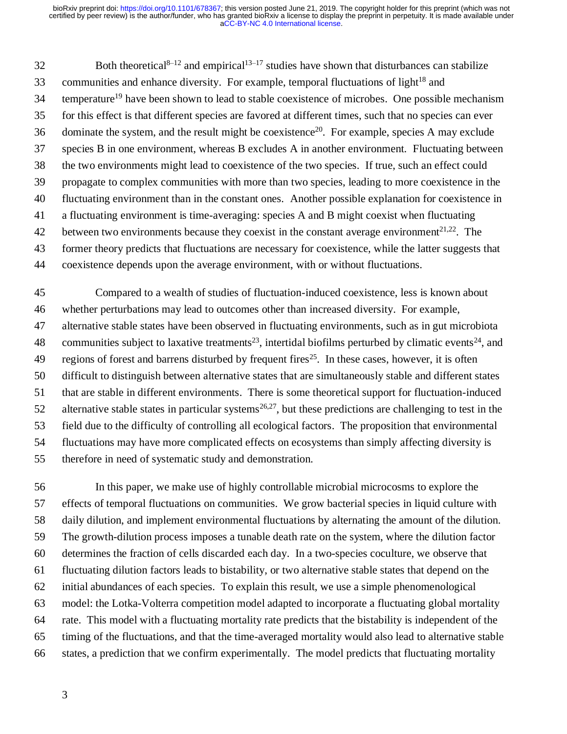Both theoretical[8–12] and empirical[13–17] studies have shown that disturbances can stabilize communities and enhance diversity. For example, temporal fluctuations of light[18] and temperature[19] have been shown to lead to stable coexistence of microbes. One possible mechanism for this effect is that different species are favored at different times, such that no species can ever dominate the system, and the result might be coexistence[20]. For example, species A may exclude species B in one environment, whereas B excludes A in another environment. Fluctuating between the two environments might lead to coexistence of the two species. If true, such an effect could propagate to complex communities with more than two species, leading to more coexistence in the fluctuating environment than in the constant ones. Another possible explanation for coexistence in a fluctuating environment is time-averaging: species A and B might coexist when fluctuating between two environments because they coexist in the constant average environment[21,22]. The former theory predicts that fluctuations are necessary for coexistence, while the latter suggests that coexistence depends upon the average environment, with or without fluctuations.

Compared to a wealth of studies of fluctuation-induced coexistence, less is known about whether perturbations may lead to outcomes other than increased diversity. For example, alternative stable states have been observed in fluctuating environments, such as in gut microbiota communities subject to laxative treatments[23], intertidal biofilms perturbed by climatic events[24], and regions of forest and barrens disturbed by frequent fires[25]. In these cases, however, it is often difficult to distinguish between alternative states that are simultaneously stable and different states that are stable in different environments. There is some theoretical support for fluctuation-induced alternative stable states in particular systems[26,27], but these predictions are challenging to test in the field due to the difficulty of controlling all ecological factors. The proposition that environmental fluctuations may have more complicated effects on ecosystems than simply affecting diversity is therefore in need of systematic study and demonstration.

In this paper, we make use of highly controllable microbial microcosms to explore the effects of temporal fluctuations on communities. We grow bacterial species in liquid culture with daily dilution, and implement environmental fluctuations by alternating the amount of the dilution. The growth-dilution process imposes a tunable death rate on the system, where the dilution factor determines the fraction of cells discarded each day. In a two-species coculture, we observe that fluctuating dilution factors leads to bistability, or two alternative stable states that depend on the initial abundances of each species. To explain this result, we use a simple phenomenological model: the Lotka-Volterra competition model adapted to incorporate a fluctuating global mortality rate. This model with a fluctuating mortality rate predicts that the bistability is independent of the timing of the fluctuations, and that the time-averaged mortality would also lead to alternative stable states, a prediction that we confirm experimentally. The model predicts that fluctuating mortality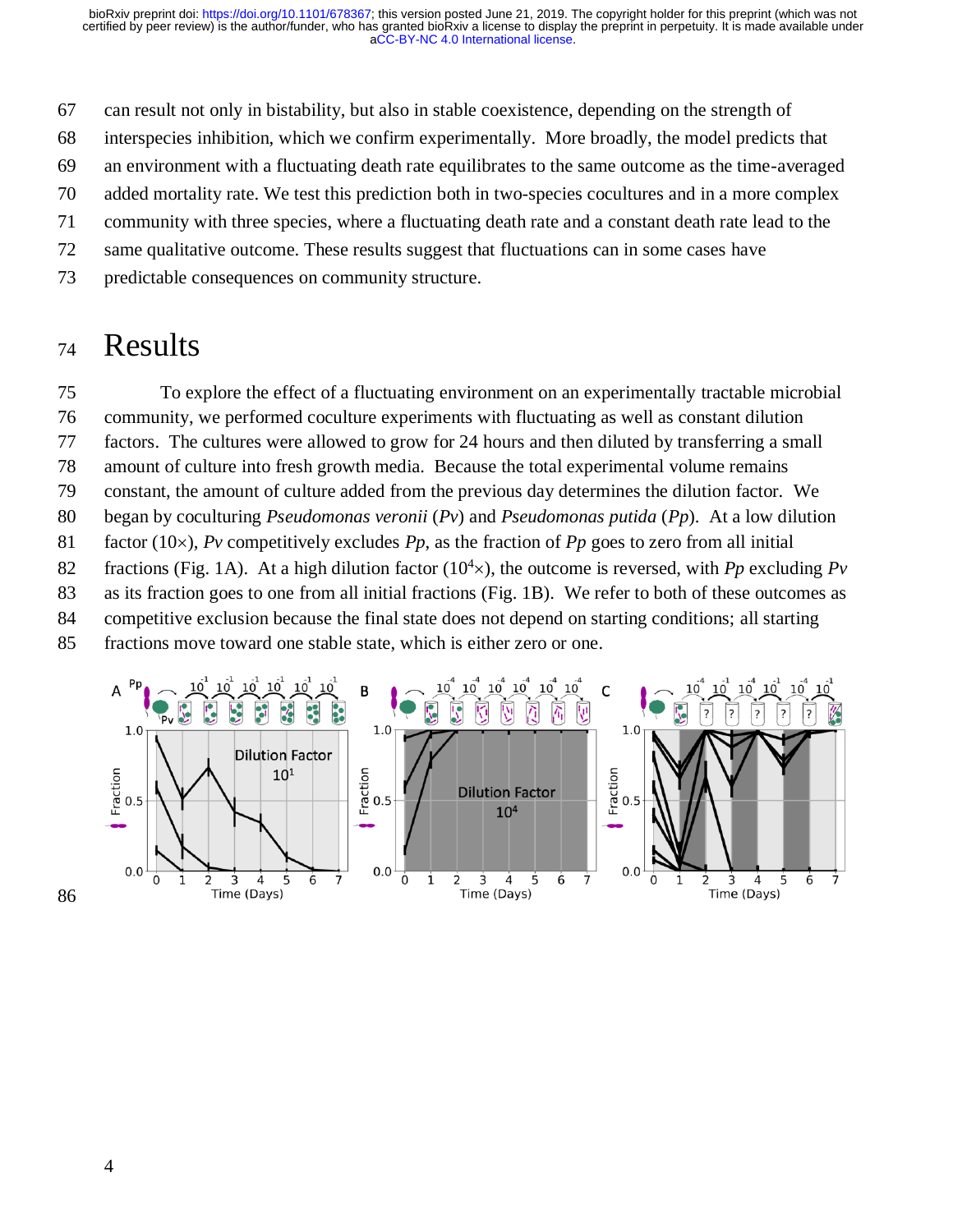can result not only in bistability, but also in stable coexistence, depending on the strength of interspecies inhibition, which we confirm experimentally. More broadly, the model predicts that an environment with a fluctuating death rate equilibrates to the same outcome as the time-averaged added mortality rate. We test this prediction both in two-species cocultures and in a more complex community with three species, where a fluctuating death rate and a constant death rate lead to the same qualitative outcome. These results suggest that fluctuations can in some cases have predictable consequences on community structure.

# Results

To explore the effect of a fluctuating environment on an experimentally tractable microbial community, we performed coculture experiments with fluctuating as well as constant dilution factors. The cultures were allowed to grow for 24 hours and then diluted by transferring a small amount of culture into fresh growth media. Because the total experimental volume remains constant, the amount of culture added from the previous day determines the dilution factor. We began by coculturing *Pseudomonas veronii* (*Pv*) and *Pseudomonas putida* (*Pp*). At a low dilution factor (10×), *Pv* competitively excludes *Pp*, as the fraction of *Pp* goes to zero from all initial fractions (Fig. 1A). At a high dilution factor ($10^4$×), the outcome is reversed, with *Pp* excluding *Pv* as its fraction goes to one from all initial fractions (Fig. 1B). We refer to both of these outcomes as competitive exclusion because the final state does not depend on starting conditions; all starting fractions move toward one stable state, which is either zero or one.

A
Pp
Pv
$10^{-1}$ $10^{-1}$ $10^{-1}$ $10^{-1}$ $10^{-1}$ $10^{-1}$
Dilution Factor $10^1$
Fraction
1.0
0.5
0.0
0 1 2 3 4 5 6 7
Time (Days)

B
$10^{-4}$ $10^{-4}$ $10^{-4}$ $10^{-4}$ $10^{-4}$ $10^{-4}$
Dilution Factor $10^4$
Fraction
1.0
0.5
0.0
0 1 2 3 4 5 6 7
Time (Days)

C
$10^{-4}$ $10^{-1}$ $10^{-4}$ $10^{-1}$ $10^{-4}$ $10^{-1}$
? ? ? ? ?
Fraction
1.0
0.5
0.0
0 1 2 3 4 5 6 7
Time (Days)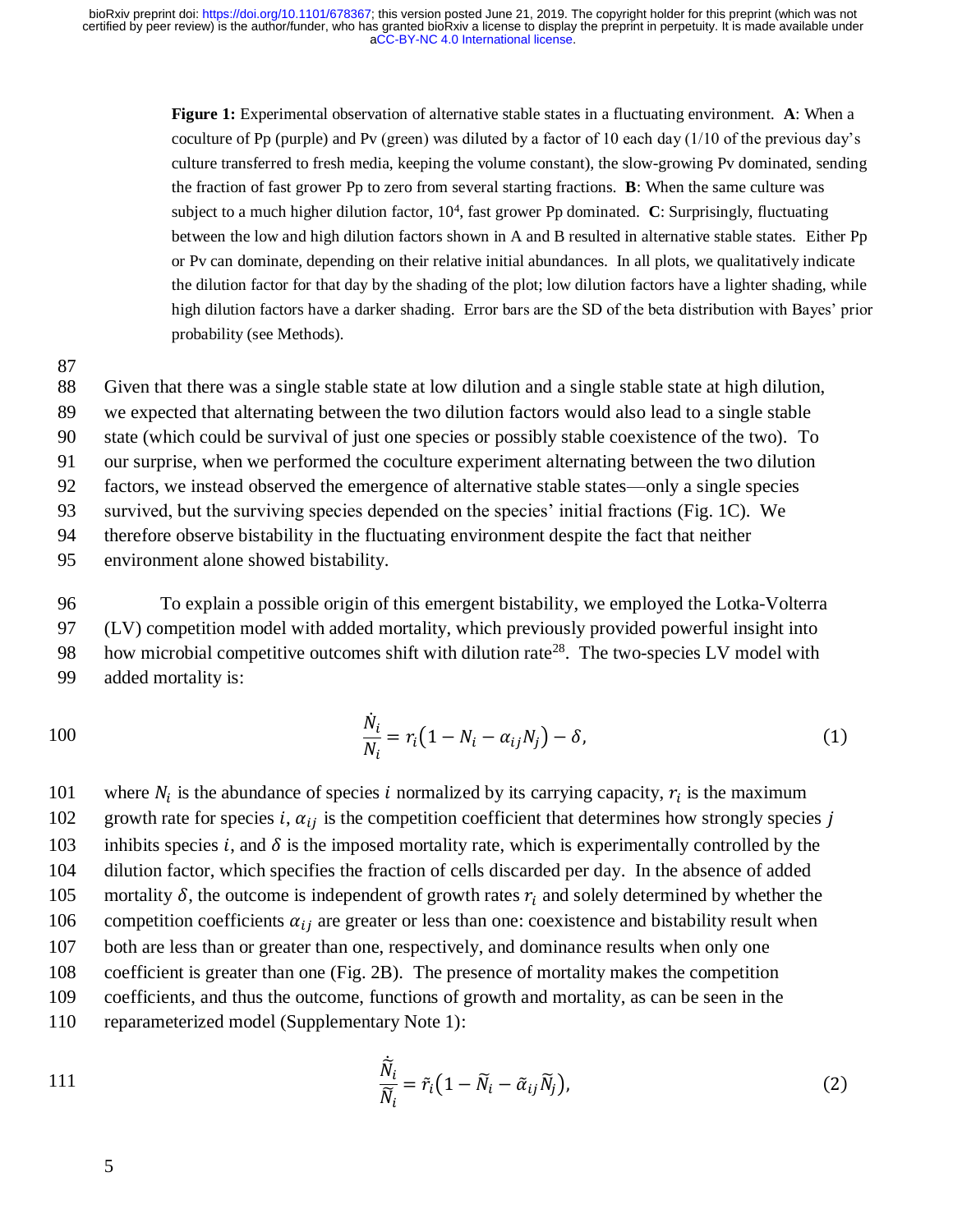**Figure 1:** Experimental observation of alternative stable states in a fluctuating environment. **A**: When a coculture of Pp (purple) and Pv (green) was diluted by a factor of 10 each day (1/10 of the previous day's culture transferred to fresh media, keeping the volume constant), the slow-growing Pv dominated, sending the fraction of fast grower Pp to zero from several starting fractions. **B**: When the same culture was subject to a much higher dilution factor, $10^4$, fast grower Pp dominated. **C**: Surprisingly, fluctuating between the low and high dilution factors shown in A and B resulted in alternative stable states. Either Pp or Pv can dominate, depending on their relative initial abundances. In all plots, we qualitatively indicate the dilution factor for that day by the shading of the plot; low dilution factors have a lighter shading, while high dilution factors have a darker shading. Error bars are the SD of the beta distribution with Bayes' prior probability (see Methods).

Given that there was a single stable state at low dilution and a single stable state at high dilution, we expected that alternating between the two dilution factors would also lead to a single stable state (which could be survival of just one species or possibly stable coexistence of the two). To our surprise, when we performed the coculture experiment alternating between the two dilution factors, we instead observed the emergence of alternative stable states—only a single species survived, but the surviving species depended on the species' initial fractions (Fig. 1C). We therefore observe bistability in the fluctuating environment despite the fact that neither environment alone showed bistability.

To explain a possible origin of this emergent bistability, we employed the Lotka-Volterra (LV) competition model with added mortality, which previously provided powerful insight into how microbial competitive outcomes shift with dilution rate[28]. The two-species LV model with added mortality is:

$$\frac{\dot{N}_i}{N_i} = r_i\left(1 - N_i - \alpha_{ij}N_j\right) - \delta, \tag{1}$$

where $N_i$ is the abundance of species $i$ normalized by its carrying capacity, $r_i$ is the maximum growth rate for species $i$, $\alpha_{ij}$ is the competition coefficient that determines how strongly species $j$ inhibits species $i$, and $\delta$ is the imposed mortality rate, which is experimentally controlled by the dilution factor, which specifies the fraction of cells discarded per day. In the absence of added mortality $\delta$, the outcome is independent of growth rates $r_i$ and solely determined by whether the competition coefficients $\alpha_{ij}$ are greater or less than one: coexistence and bistability result when both are less than or greater than one, respectively, and dominance results when only one coefficient is greater than one (Fig. 2B). The presence of mortality makes the competition coefficients, and thus the outcome, functions of growth and mortality, as can be seen in the reparameterized model (Supplementary Note 1):

$$\frac{\dot{\tilde{N}}_i}{\tilde{N}_i} = \tilde{r}_i\left(1 - \tilde{N}_i - \tilde{\alpha}_{ij}\tilde{N}_j\right), \tag{2}$$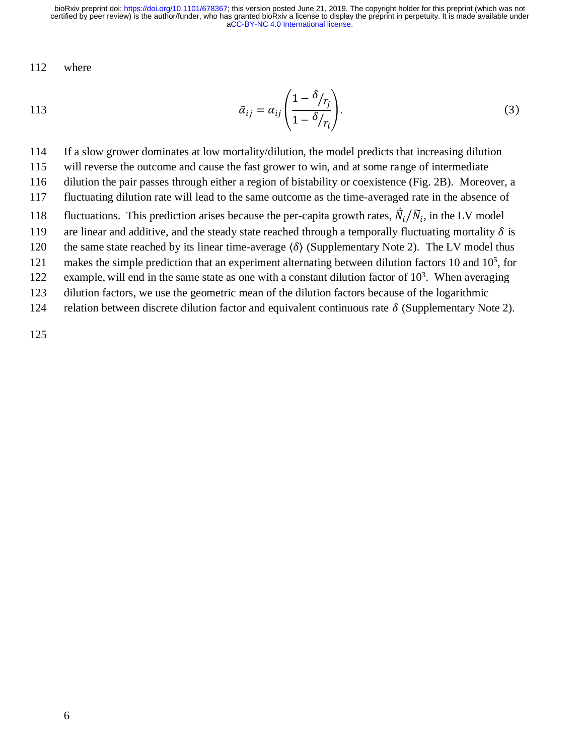where

$$\tilde{\alpha}_{ij} = \alpha_{ij}\left(\frac{1 - \delta/_{r_j}}{1 - \delta/_{r_i}}\right). \tag{3}$$

If a slow grower dominates at low mortality/dilution, the model predicts that increasing dilution will reverse the outcome and cause the fast grower to win, and at some range of intermediate dilution the pair passes through either a region of bistability or coexistence (Fig. 2B). Moreover, a fluctuating dilution rate will lead to the same outcome as the time-averaged rate in the absence of fluctuations. This prediction arises because the per-capita growth rates, $\dot{\tilde{N}}_i/\tilde{N}_i$, in the LV model are linear and additive, and the steady state reached through a temporally fluctuating mortality $\delta$ is the same state reached by its linear time-average $\langle\delta\rangle$ (Supplementary Note 2). The LV model thus makes the simple prediction that an experiment alternating between dilution factors 10 and $10^5$, for example, will end in the same state as one with a constant dilution factor of $10^3$. When averaging dilution factors, we use the geometric mean of the dilution factors because of the logarithmic relation between discrete dilution factor and equivalent continuous rate $\delta$ (Supplementary Note 2).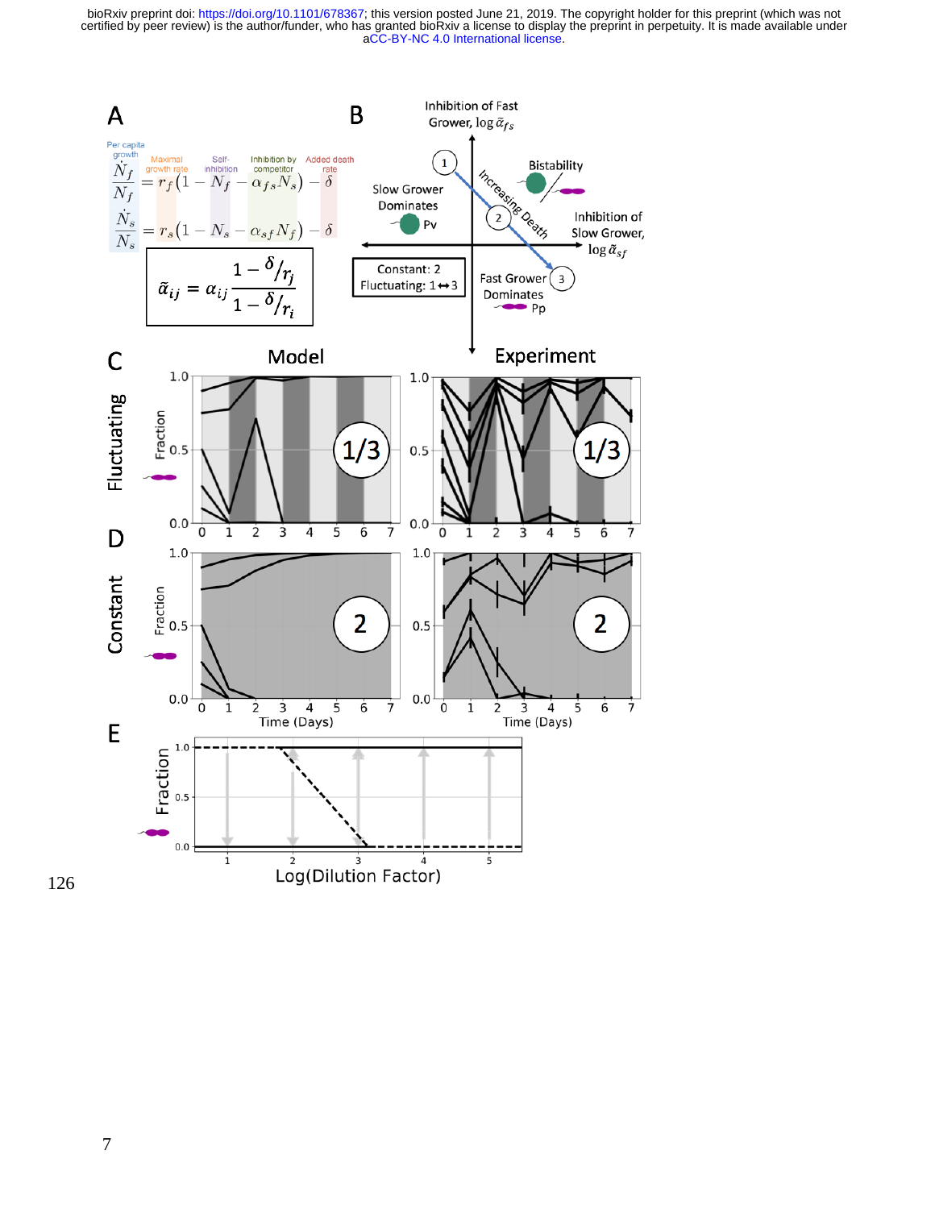A

Per capita growth

Maximal growth rate

Self-inhibition

Inhibition by competitor

Added death rate

$$\frac{\dot{N}_f}{N_f} = r_f(1 - N_f - \alpha_{fs}N_s) - \delta$$

$$\frac{\dot{N}_s}{N_s} = r_s(1 - N_s - \alpha_{sf}N_f) - \delta$$

$$\tilde{\alpha}_{ij} = \alpha_{ij}\frac{1 - \delta/r_j}{1 - \delta/r_i}$$

B

Inhibition of Fast Grower, $\log\tilde{\alpha}_{fs}$

Inhibition of Slow Grower, $\log\tilde{\alpha}_{sf}$

Bistability

Slow Grower Dominates

Pv

Fast Grower Dominates

Pp

Increasing Death

1

2

3

Constant: 2

Fluctuating: 1↔3

C

Model

Experiment

Fluctuating

Fraction

1.0

0.5

0.0

0 1 2 3 4 5 6 7

1/3

D

Constant

Fraction

1.0

0.5

0.0

0 1 2 3 4 5 6 7

Time (Days)

2

E

Fraction

1.0

0.5

0.0

1 2 3 4 5

Log(Dilution Factor)

126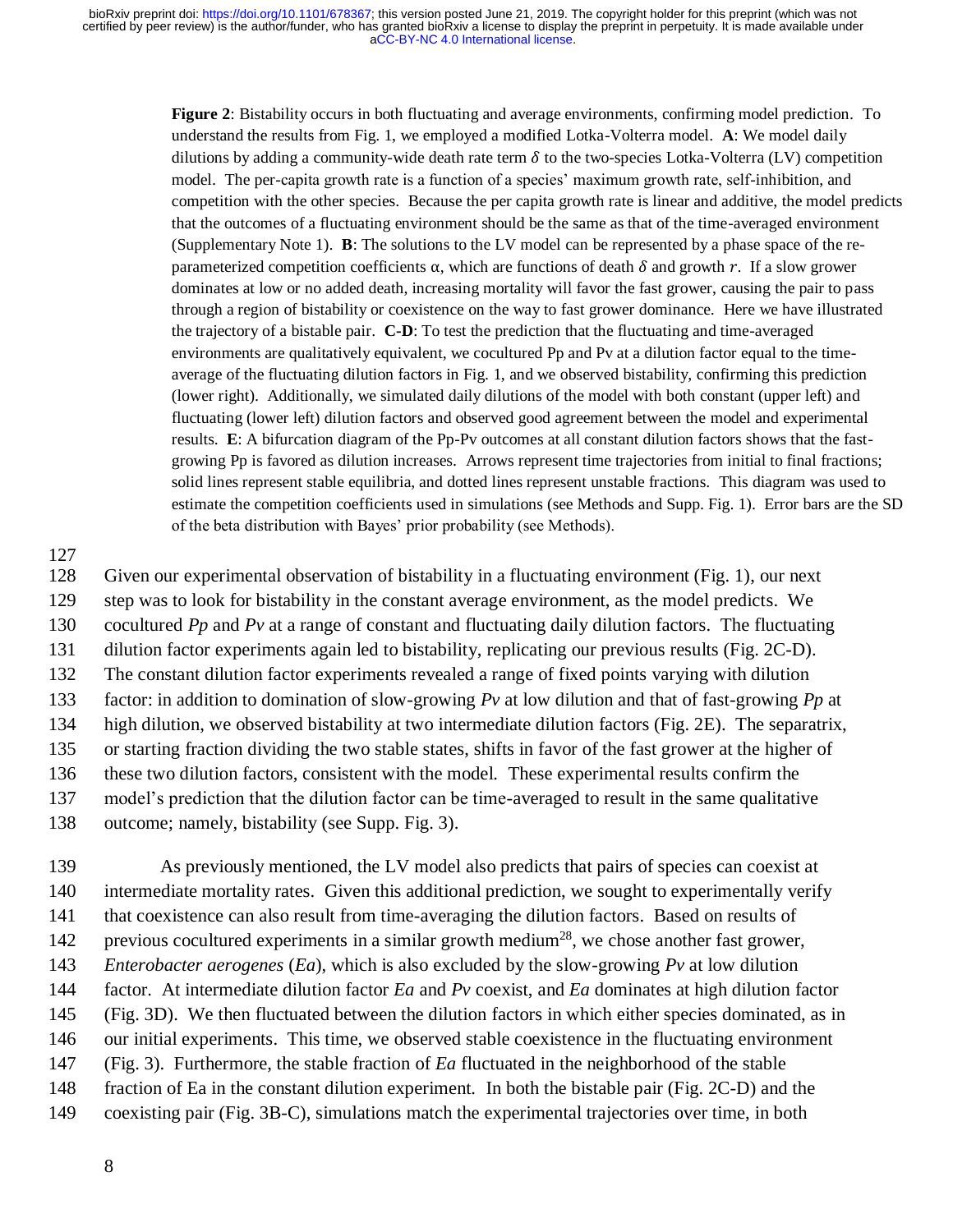**Figure 2**: Bistability occurs in both fluctuating and average environments, confirming model prediction. To understand the results from Fig. 1, we employed a modified Lotka-Volterra model. **A**: We model daily dilutions by adding a community-wide death rate term $\delta$ to the two-species Lotka-Volterra (LV) competition model. The per-capita growth rate is a function of a species' maximum growth rate, self-inhibition, and competition with the other species. Because the per capita growth rate is linear and additive, the model predicts that the outcomes of a fluctuating environment should be the same as that of the time-averaged environment (Supplementary Note 1). **B**: The solutions to the LV model can be represented by a phase space of the re-parameterized competition coefficients $\alpha$, which are functions of death $\delta$ and growth $r$. If a slow grower dominates at low or no added death, increasing mortality will favor the fast grower, causing the pair to pass through a region of bistability or coexistence on the way to fast grower dominance. Here we have illustrated the trajectory of a bistable pair. **C-D**: To test the prediction that the fluctuating and time-averaged environments are qualitatively equivalent, we cocultured Pp and Pv at a dilution factor equal to the time-average of the fluctuating dilution factors in Fig. 1, and we observed bistability, confirming this prediction (lower right). Additionally, we simulated daily dilutions of the model with both constant (upper left) and fluctuating (lower left) dilution factors and observed good agreement between the model and experimental results. **E**: A bifurcation diagram of the Pp-Pv outcomes at all constant dilution factors shows that the fast-growing Pp is favored as dilution increases. Arrows represent time trajectories from initial to final fractions; solid lines represent stable equilibria, and dotted lines represent unstable fractions. This diagram was used to estimate the competition coefficients used in simulations (see Methods and Supp. Fig. 1). Error bars are the SD of the beta distribution with Bayes' prior probability (see Methods).

Given our experimental observation of bistability in a fluctuating environment (Fig. 1), our next step was to look for bistability in the constant average environment, as the model predicts. We cocultured *Pp* and *Pv* at a range of constant and fluctuating daily dilution factors. The fluctuating dilution factor experiments again led to bistability, replicating our previous results (Fig. 2C-D). The constant dilution factor experiments revealed a range of fixed points varying with dilution factor: in addition to domination of slow-growing *Pv* at low dilution and that of fast-growing *Pp* at high dilution, we observed bistability at two intermediate dilution factors (Fig. 2E). The separatrix, or starting fraction dividing the two stable states, shifts in favor of the fast grower at the higher of these two dilution factors, consistent with the model. These experimental results confirm the model's prediction that the dilution factor can be time-averaged to result in the same qualitative outcome; namely, bistability (see Supp. Fig. 3).

As previously mentioned, the LV model also predicts that pairs of species can coexist at intermediate mortality rates. Given this additional prediction, we sought to experimentally verify that coexistence can also result from time-averaging the dilution factors. Based on results of previous cocultured experiments in a similar growth medium[28], we chose another fast grower, *Enterobacter aerogenes* (*Ea*), which is also excluded by the slow-growing *Pv* at low dilution factor. At intermediate dilution factor *Ea* and *Pv* coexist, and *Ea* dominates at high dilution factor (Fig. 3D). We then fluctuated between the dilution factors in which either species dominated, as in our initial experiments. This time, we observed stable coexistence in the fluctuating environment (Fig. 3). Furthermore, the stable fraction of *Ea* fluctuated in the neighborhood of the stable fraction of Ea in the constant dilution experiment. In both the bistable pair (Fig. 2C-D) and the coexisting pair (Fig. 3B-C), simulations match the experimental trajectories over time, in both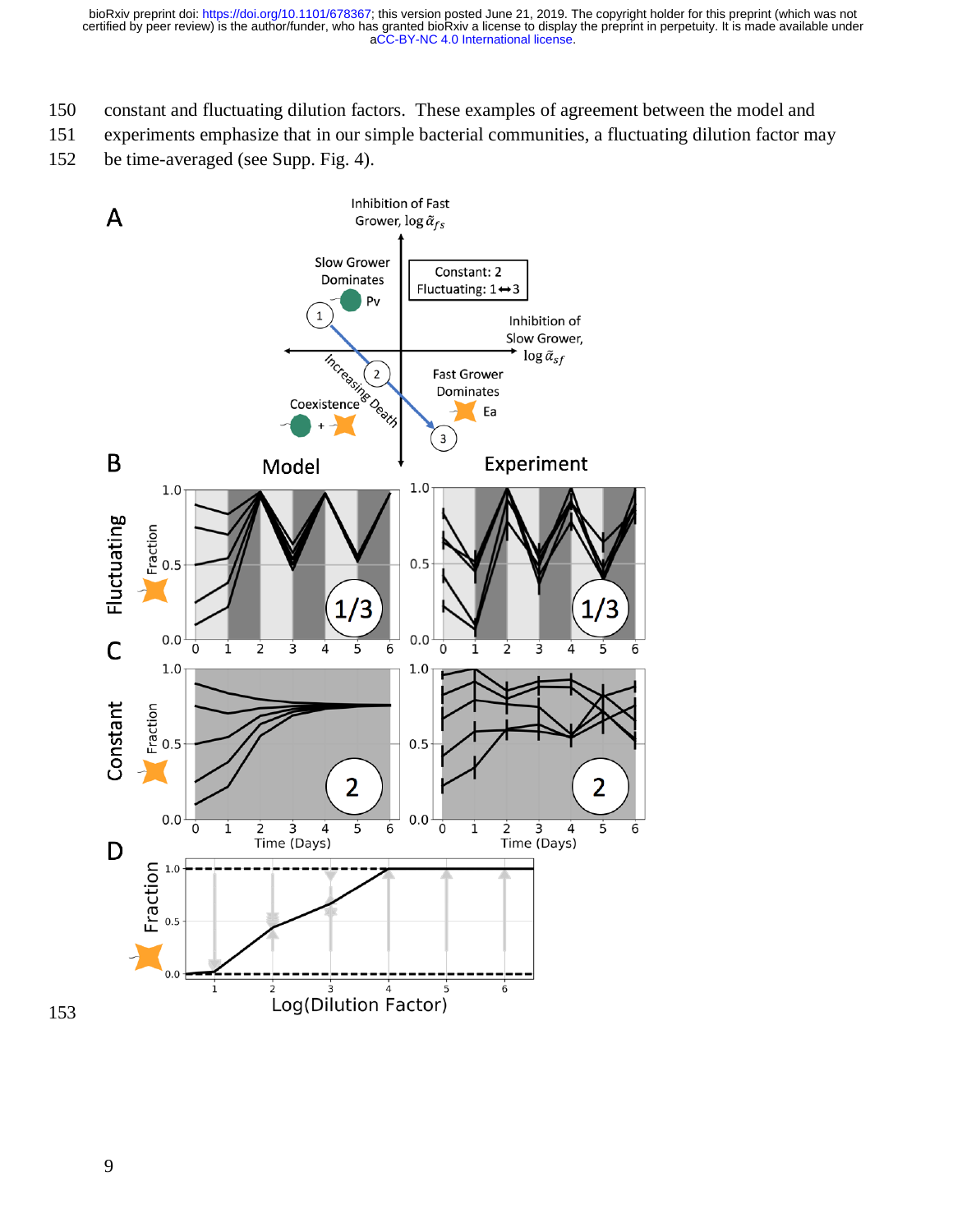constant and fluctuating dilution factors. These examples of agreement between the model and experiments emphasize that in our simple bacterial communities, a fluctuating dilution factor may be time-averaged (see Supp. Fig. 4).

A

Inhibition of Fast Grower, $\log \tilde{\alpha}_{fs}$

Slow Grower Dominates

Pv

Constant: 2
Fluctuating: 1↔3

Inhibition of Slow Grower, $\log \tilde{\alpha}_{sf}$

Increasing Death

Fast Grower Dominates

Ea

Coexistence

1 2 3

B

Model

Experiment

Fluctuating

Fraction

1.0
0.5
0.0

0 1 2 3 4 5 6

1/3

C

Constant

Fraction

1.0
0.5
0.0

0 1 2 3 4 5 6

Time (Days)

2

D

Fraction

1.0
0.5
0.0

1 2 3 4 5 6

Log(Dilution Factor)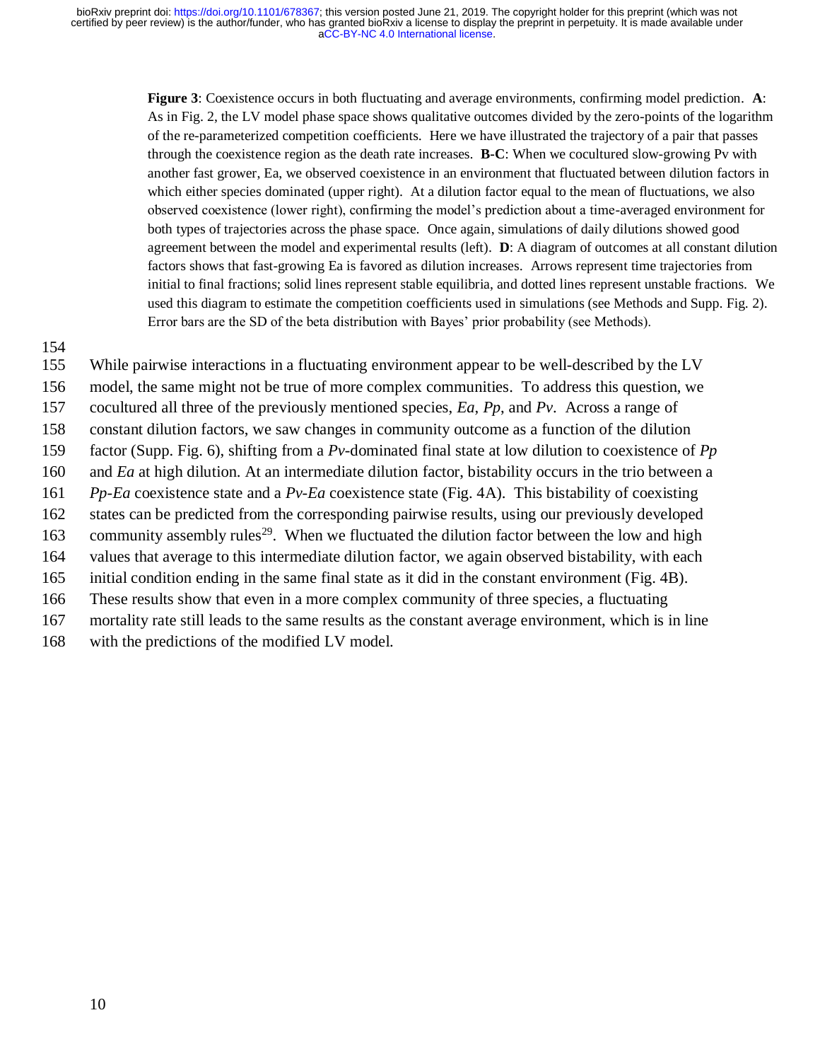**Figure 3**: Coexistence occurs in both fluctuating and average environments, confirming model prediction. **A**: As in Fig. 2, the LV model phase space shows qualitative outcomes divided by the zero-points of the logarithm of the re-parameterized competition coefficients. Here we have illustrated the trajectory of a pair that passes through the coexistence region as the death rate increases. **B-C**: When we cocultured slow-growing Pv with another fast grower, Ea, we observed coexistence in an environment that fluctuated between dilution factors in which either species dominated (upper right). At a dilution factor equal to the mean of fluctuations, we also observed coexistence (lower right), confirming the model's prediction about a time-averaged environment for both types of trajectories across the phase space. Once again, simulations of daily dilutions showed good agreement between the model and experimental results (left). **D**: A diagram of outcomes at all constant dilution factors shows that fast-growing Ea is favored as dilution increases. Arrows represent time trajectories from initial to final fractions; solid lines represent stable equilibria, and dotted lines represent unstable fractions. We used this diagram to estimate the competition coefficients used in simulations (see Methods and Supp. Fig. 2). Error bars are the SD of the beta distribution with Bayes' prior probability (see Methods).

While pairwise interactions in a fluctuating environment appear to be well-described by the LV model, the same might not be true of more complex communities. To address this question, we cocultured all three of the previously mentioned species, *Ea*, *Pp*, and *Pv*. Across a range of constant dilution factors, we saw changes in community outcome as a function of the dilution factor (Supp. Fig. 6), shifting from a *Pv*-dominated final state at low dilution to coexistence of *Pp* and *Ea* at high dilution. At an intermediate dilution factor, bistability occurs in the trio between a *Pp-Ea* coexistence state and a *Pv-Ea* coexistence state (Fig. 4A). This bistability of coexisting states can be predicted from the corresponding pairwise results, using our previously developed community assembly rules[29]. When we fluctuated the dilution factor between the low and high values that average to this intermediate dilution factor, we again observed bistability, with each initial condition ending in the same final state as it did in the constant environment (Fig. 4B). These results show that even in a more complex community of three species, a fluctuating mortality rate still leads to the same results as the constant average environment, which is in line with the predictions of the modified LV model.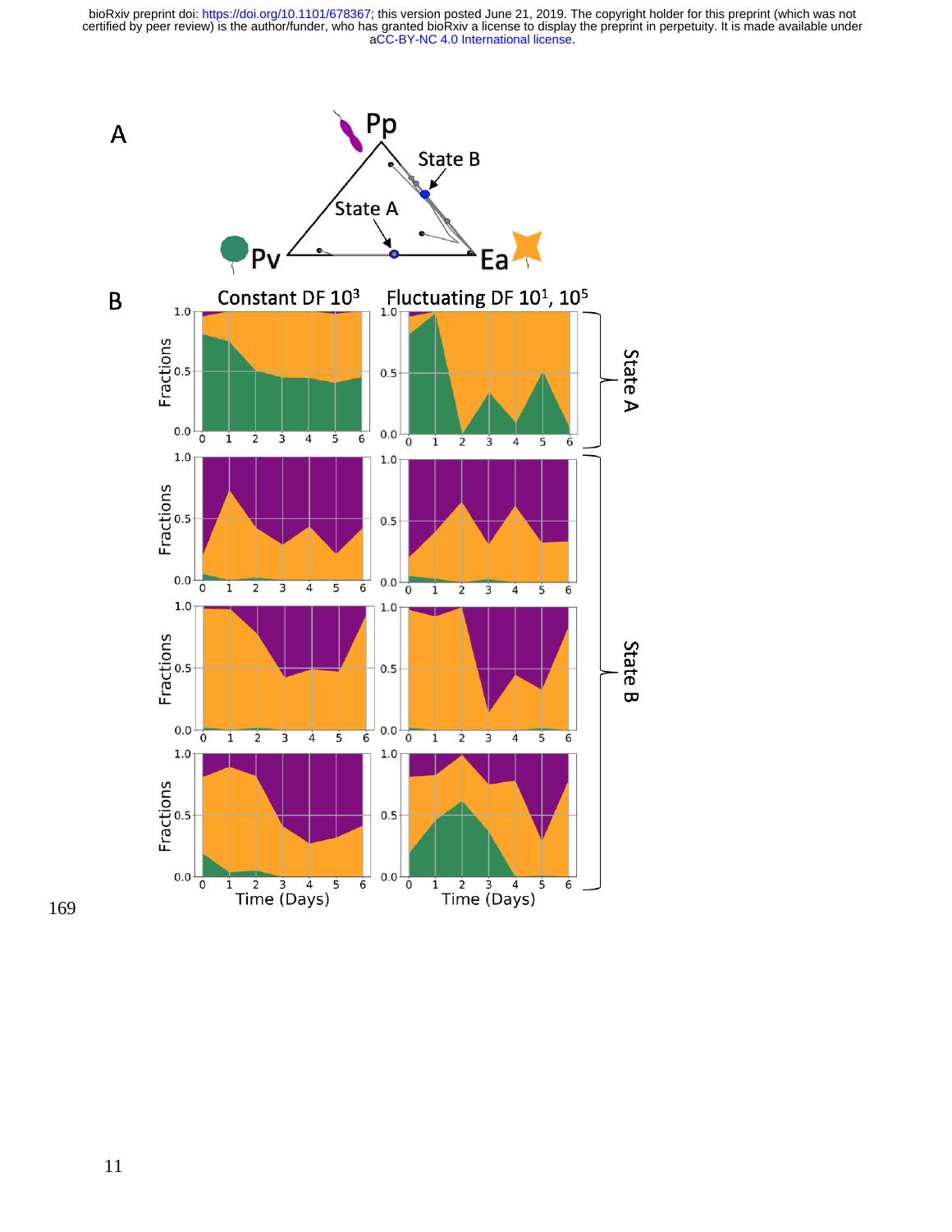A

Pp

State B

State A

Pv

Ea

B

Constant DF $10^3$

Fluctuating DF $10^1$, $10^5$

State A

State B

Fractions

Time (Days)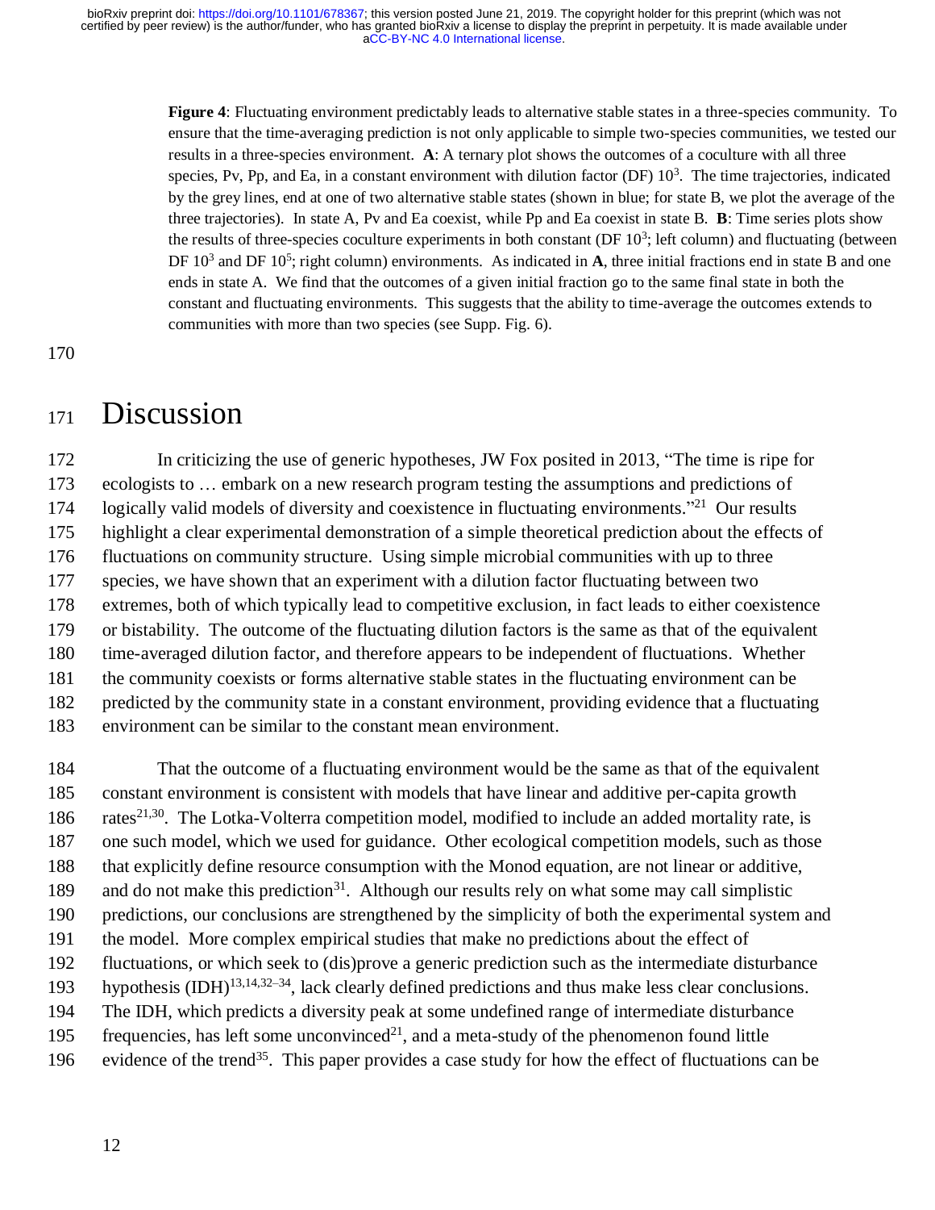**Figure 4**: Fluctuating environment predictably leads to alternative stable states in a three-species community. To ensure that the time-averaging prediction is not only applicable to simple two-species communities, we tested our results in a three-species environment. **A**: A ternary plot shows the outcomes of a coculture with all three species, Pv, Pp, and Ea, in a constant environment with dilution factor (DF) $10^3$. The time trajectories, indicated by the grey lines, end at one of two alternative stable states (shown in blue; for state B, we plot the average of the three trajectories). In state A, Pv and Ea coexist, while Pp and Ea coexist in state B. **B**: Time series plots show the results of three-species coculture experiments in both constant (DF $10^3$; left column) and fluctuating (between DF $10^3$ and DF $10^5$; right column) environments. As indicated in **A**, three initial fractions end in state B and one ends in state A. We find that the outcomes of a given initial fraction go to the same final state in both the constant and fluctuating environments. This suggests that the ability to time-average the outcomes extends to communities with more than two species (see Supp. Fig. 6).

# Discussion

In criticizing the use of generic hypotheses, JW Fox posited in 2013, "The time is ripe for ecologists to … embark on a new research program testing the assumptions and predictions of logically valid models of diversity and coexistence in fluctuating environments."[21] Our results highlight a clear experimental demonstration of a simple theoretical prediction about the effects of fluctuations on community structure. Using simple microbial communities with up to three species, we have shown that an experiment with a dilution factor fluctuating between two extremes, both of which typically lead to competitive exclusion, in fact leads to either coexistence or bistability. The outcome of the fluctuating dilution factors is the same as that of the equivalent time-averaged dilution factor, and therefore appears to be independent of fluctuations. Whether the community coexists or forms alternative stable states in the fluctuating environment can be predicted by the community state in a constant environment, providing evidence that a fluctuating environment can be similar to the constant mean environment.

That the outcome of a fluctuating environment would be the same as that of the equivalent constant environment is consistent with models that have linear and additive per-capita growth rates[21,30]. The Lotka-Volterra competition model, modified to include an added mortality rate, is one such model, which we used for guidance. Other ecological competition models, such as those that explicitly define resource consumption with the Monod equation, are not linear or additive, and do not make this prediction[31]. Although our results rely on what some may call simplistic predictions, our conclusions are strengthened by the simplicity of both the experimental system and the model. More complex empirical studies that make no predictions about the effect of fluctuations, or which seek to (dis)prove a generic prediction such as the intermediate disturbance hypothesis (IDH)[13,14,32–34], lack clearly defined predictions and thus make less clear conclusions. The IDH, which predicts a diversity peak at some undefined range of intermediate disturbance frequencies, has left some unconvinced[21], and a meta-study of the phenomenon found little evidence of the trend[35]. This paper provides a case study for how the effect of fluctuations can be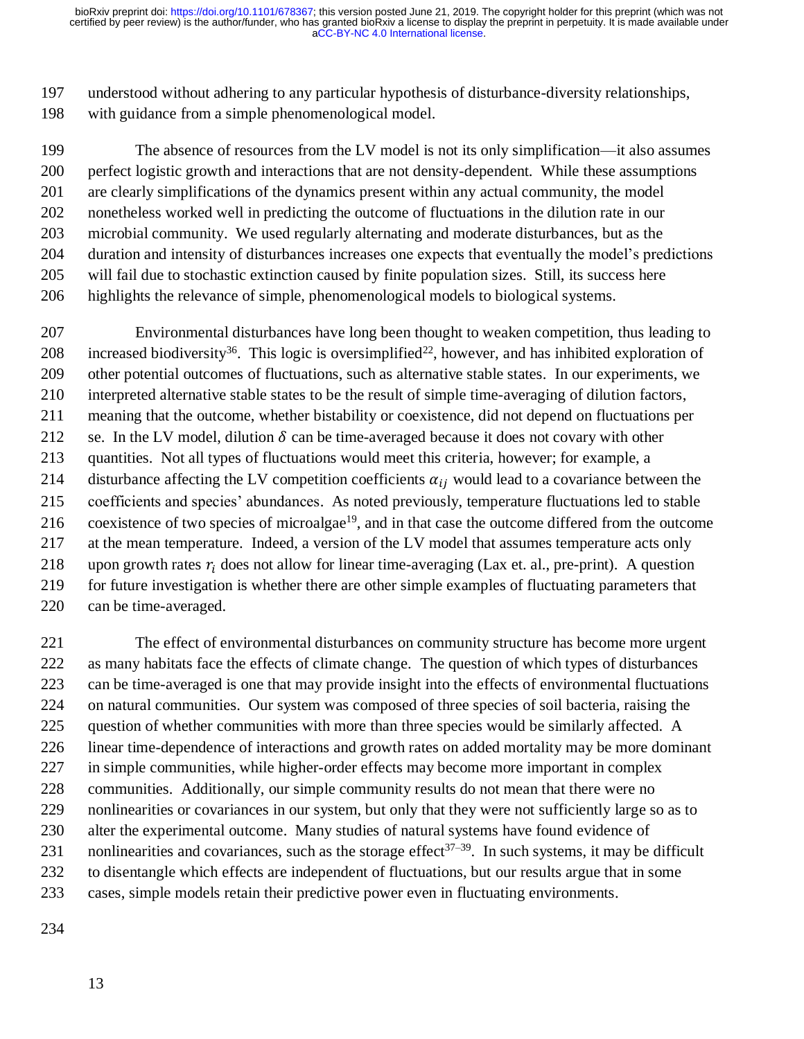understood without adhering to any particular hypothesis of disturbance-diversity relationships, with guidance from a simple phenomenological model.

The absence of resources from the LV model is not its only simplification—it also assumes perfect logistic growth and interactions that are not density-dependent. While these assumptions are clearly simplifications of the dynamics present within any actual community, the model nonetheless worked well in predicting the outcome of fluctuations in the dilution rate in our microbial community. We used regularly alternating and moderate disturbances, but as the duration and intensity of disturbances increases one expects that eventually the model's predictions will fail due to stochastic extinction caused by finite population sizes. Still, its success here highlights the relevance of simple, phenomenological models to biological systems.

Environmental disturbances have long been thought to weaken competition, thus leading to increased biodiversity[36]. This logic is oversimplified[22], however, and has inhibited exploration of other potential outcomes of fluctuations, such as alternative stable states. In our experiments, we interpreted alternative stable states to be the result of simple time-averaging of dilution factors, meaning that the outcome, whether bistability or coexistence, did not depend on fluctuations per se. In the LV model, dilution $\delta$ can be time-averaged because it does not covary with other quantities. Not all types of fluctuations would meet this criteria, however; for example, a disturbance affecting the LV competition coefficients $\alpha_{ij}$ would lead to a covariance between the coefficients and species' abundances. As noted previously, temperature fluctuations led to stable coexistence of two species of microalgae[19], and in that case the outcome differed from the outcome at the mean temperature. Indeed, a version of the LV model that assumes temperature acts only upon growth rates $r_i$ does not allow for linear time-averaging (Lax et. al., pre-print). A question for future investigation is whether there are other simple examples of fluctuating parameters that can be time-averaged.

The effect of environmental disturbances on community structure has become more urgent as many habitats face the effects of climate change. The question of which types of disturbances can be time-averaged is one that may provide insight into the effects of environmental fluctuations on natural communities. Our system was composed of three species of soil bacteria, raising the question of whether communities with more than three species would be similarly affected. A linear time-dependence of interactions and growth rates on added mortality may be more dominant in simple communities, while higher-order effects may become more important in complex communities. Additionally, our simple community results do not mean that there were no nonlinearities or covariances in our system, but only that they were not sufficiently large so as to alter the experimental outcome. Many studies of natural systems have found evidence of nonlinearities and covariances, such as the storage effect[37–39]. In such systems, it may be difficult to disentangle which effects are independent of fluctuations, but our results argue that in some cases, simple models retain their predictive power even in fluctuating environments.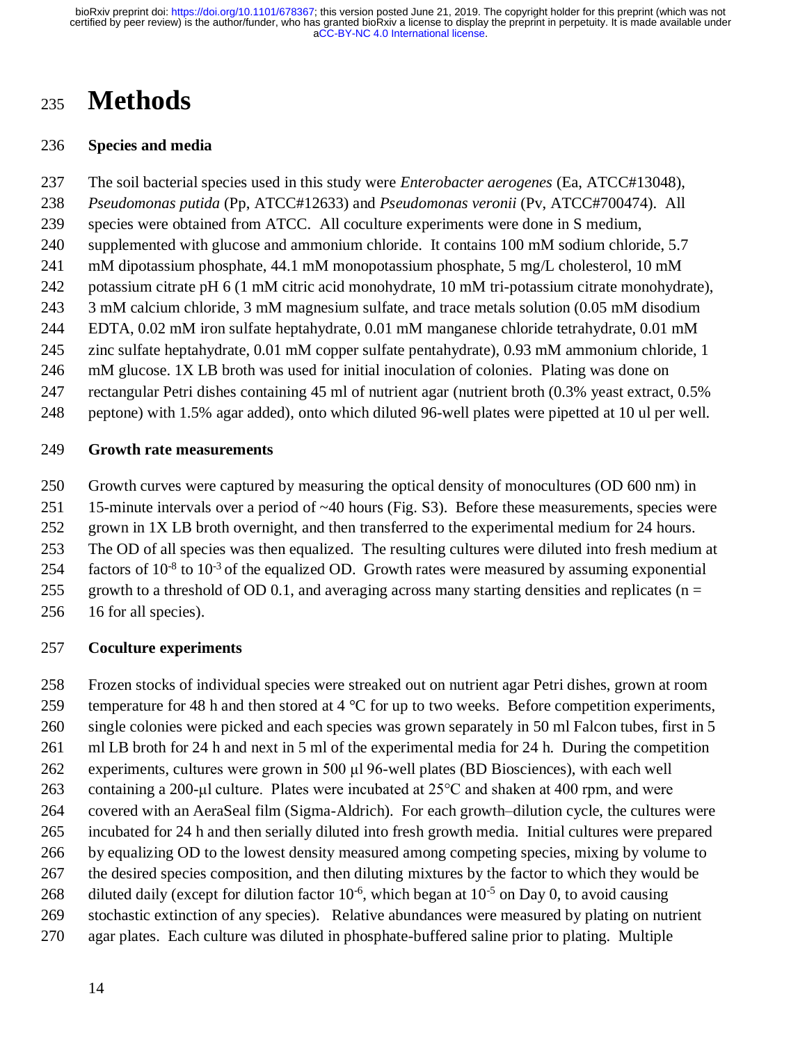# Methods

## Species and media

The soil bacterial species used in this study were *Enterobacter aerogenes* (Ea, ATCC#13048), *Pseudomonas putida* (Pp, ATCC#12633) and *Pseudomonas veronii* (Pv, ATCC#700474). All species were obtained from ATCC. All coculture experiments were done in S medium, supplemented with glucose and ammonium chloride. It contains 100 mM sodium chloride, 5.7 mM dipotassium phosphate, 44.1 mM monopotassium phosphate, 5 mg/L cholesterol, 10 mM potassium citrate pH 6 (1 mM citric acid monohydrate, 10 mM tri-potassium citrate monohydrate), 3 mM calcium chloride, 3 mM magnesium sulfate, and trace metals solution (0.05 mM disodium EDTA, 0.02 mM iron sulfate heptahydrate, 0.01 mM manganese chloride tetrahydrate, 0.01 mM zinc sulfate heptahydrate, 0.01 mM copper sulfate pentahydrate), 0.93 mM ammonium chloride, 1 mM glucose. 1X LB broth was used for initial inoculation of colonies. Plating was done on rectangular Petri dishes containing 45 ml of nutrient agar (nutrient broth (0.3% yeast extract, 0.5% peptone) with 1.5% agar added), onto which diluted 96-well plates were pipetted at 10 ul per well.

## Growth rate measurements

Growth curves were captured by measuring the optical density of monocultures (OD 600 nm) in 15-minute intervals over a period of ~40 hours (Fig. S3). Before these measurements, species were grown in 1X LB broth overnight, and then transferred to the experimental medium for 24 hours. The OD of all species was then equalized. The resulting cultures were diluted into fresh medium at factors of $10^{-8}$ to $10^{-3}$ of the equalized OD. Growth rates were measured by assuming exponential growth to a threshold of OD 0.1, and averaging across many starting densities and replicates ($n = 16$ for all species).

## Coculture experiments

Frozen stocks of individual species were streaked out on nutrient agar Petri dishes, grown at room temperature for 48 h and then stored at 4 °C for up to two weeks. Before competition experiments, single colonies were picked and each species was grown separately in 50 ml Falcon tubes, first in 5 ml LB broth for 24 h and next in 5 ml of the experimental media for 24 h. During the competition experiments, cultures were grown in 500 μl 96-well plates (BD Biosciences), with each well containing a 200-μl culture. Plates were incubated at 25°C and shaken at 400 rpm, and were covered with an AeraSeal film (Sigma-Aldrich). For each growth–dilution cycle, the cultures were incubated for 24 h and then serially diluted into fresh growth media. Initial cultures were prepared by equalizing OD to the lowest density measured among competing species, mixing by volume to the desired species composition, and then diluting mixtures by the factor to which they would be diluted daily (except for dilution factor $10^{-6}$, which began at $10^{-5}$ on Day 0, to avoid causing stochastic extinction of any species). Relative abundances were measured by plating on nutrient agar plates. Each culture was diluted in phosphate-buffered saline prior to plating. Multiple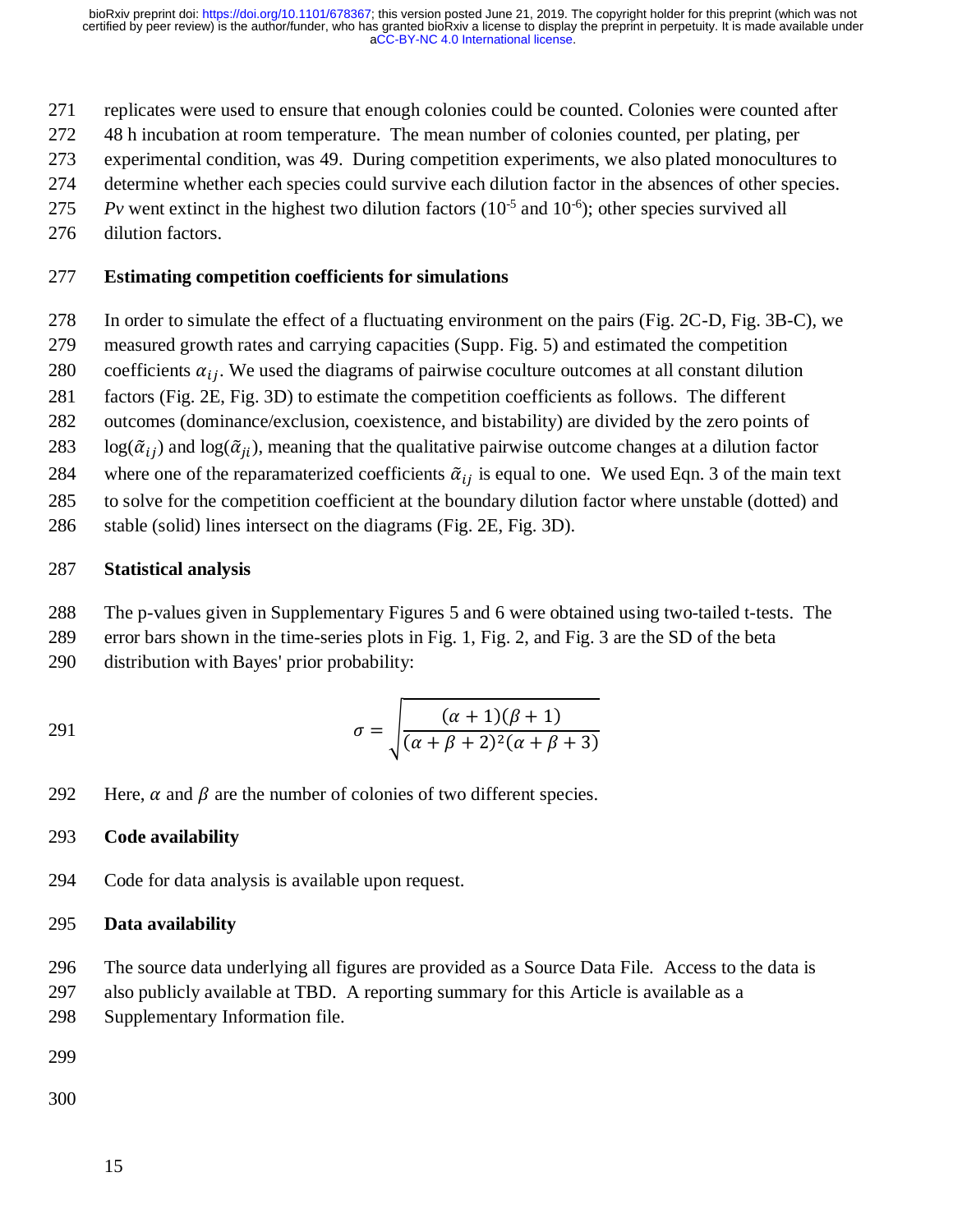replicates were used to ensure that enough colonies could be counted. Colonies were counted after 48 h incubation at room temperature. The mean number of colonies counted, per plating, per experimental condition, was 49. During competition experiments, we also plated monocultures to determine whether each species could survive each dilution factor in the absences of other species. *Pv* went extinct in the highest two dilution factors ($10^{-5}$ and $10^{-6}$); other species survived all dilution factors.

## Estimating competition coefficients for simulations

In order to simulate the effect of a fluctuating environment on the pairs (Fig. 2C-D, Fig. 3B-C), we measured growth rates and carrying capacities (Supp. Fig. 5) and estimated the competition coefficients $\alpha_{ij}$. We used the diagrams of pairwise coculture outcomes at all constant dilution factors (Fig. 2E, Fig. 3D) to estimate the competition coefficients as follows. The different outcomes (dominance/exclusion, coexistence, and bistability) are divided by the zero points of $\log(\tilde{\alpha}_{ij})$ and $\log(\tilde{\alpha}_{ji})$, meaning that the qualitative pairwise outcome changes at a dilution factor where one of the reparamaterized coefficients $\tilde{\alpha}_{ij}$ is equal to one. We used Eqn. 3 of the main text to solve for the competition coefficient at the boundary dilution factor where unstable (dotted) and stable (solid) lines intersect on the diagrams (Fig. 2E, Fig. 3D).

## Statistical analysis

The p-values given in Supplementary Figures 5 and 6 were obtained using two-tailed t-tests. The error bars shown in the time-series plots in Fig. 1, Fig. 2, and Fig. 3 are the SD of the beta distribution with Bayes' prior probability:

$$\sigma = \sqrt{\frac{(\alpha+1)(\beta+1)}{(\alpha+\beta+2)^2(\alpha+\beta+3)}}$$

Here, $\alpha$ and $\beta$ are the number of colonies of two different species.

## Code availability

Code for data analysis is available upon request.

## Data availability

The source data underlying all figures are provided as a Source Data File. Access to the data is also publicly available at TBD. A reporting summary for this Article is available as a Supplementary Information file.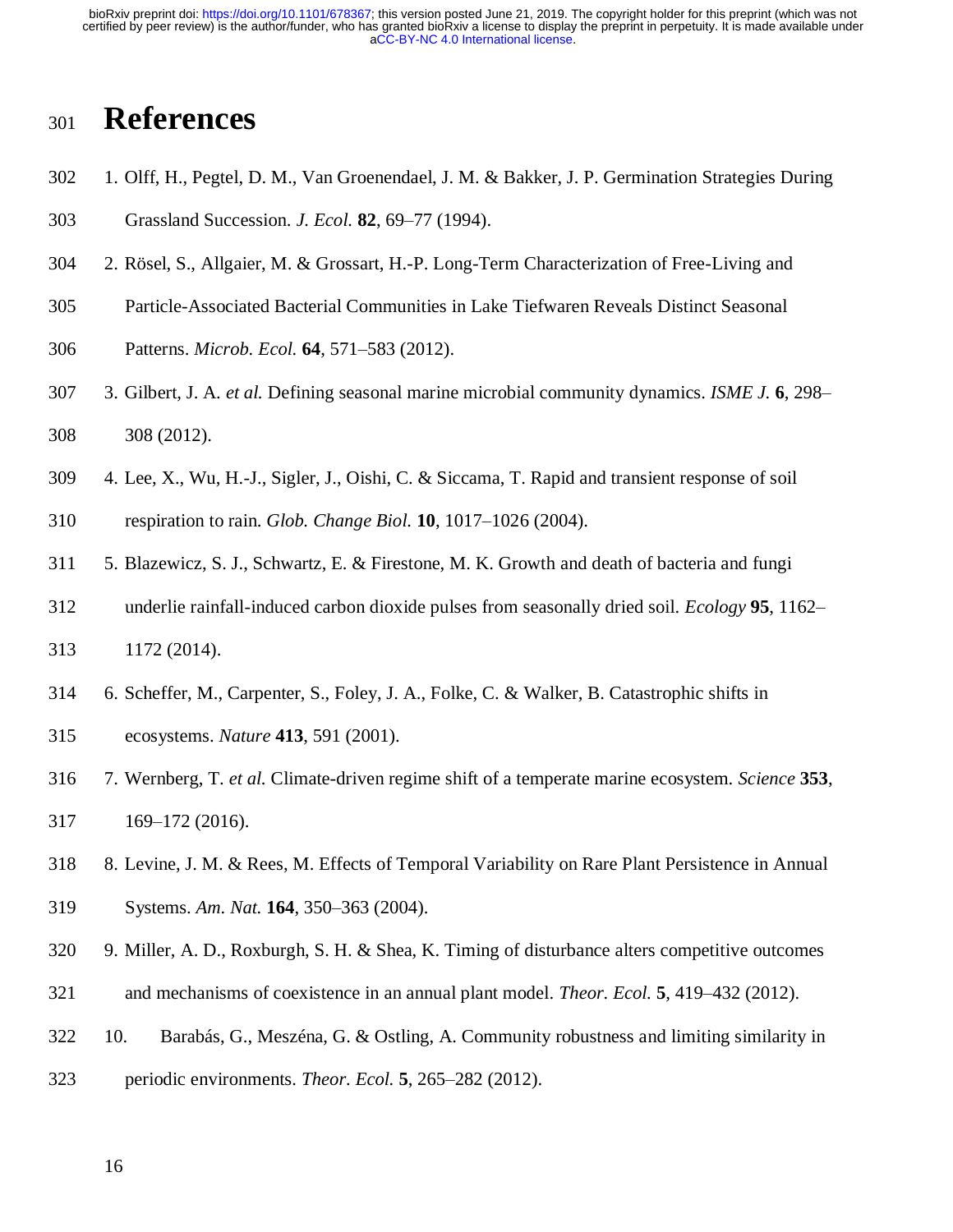# References

1. Olff, H., Pegtel, D. M., Van Groenendael, J. M. & Bakker, J. P. Germination Strategies During Grassland Succession. *J. Ecol.* **82**, 69–77 (1994).
2. Rösel, S., Allgaier, M. & Grossart, H.-P. Long-Term Characterization of Free-Living and Particle-Associated Bacterial Communities in Lake Tiefwaren Reveals Distinct Seasonal Patterns. *Microb. Ecol.* **64**, 571–583 (2012).
3. Gilbert, J. A. *et al.* Defining seasonal marine microbial community dynamics. *ISME J.* **6**, 298–308 (2012).
4. Lee, X., Wu, H.-J., Sigler, J., Oishi, C. & Siccama, T. Rapid and transient response of soil respiration to rain. *Glob. Change Biol.* **10**, 1017–1026 (2004).
5. Blazewicz, S. J., Schwartz, E. & Firestone, M. K. Growth and death of bacteria and fungi underlie rainfall-induced carbon dioxide pulses from seasonally dried soil. *Ecology* **95**, 1162–1172 (2014).
6. Scheffer, M., Carpenter, S., Foley, J. A., Folke, C. & Walker, B. Catastrophic shifts in ecosystems. *Nature* **413**, 591 (2001).
7. Wernberg, T. *et al.* Climate-driven regime shift of a temperate marine ecosystem. *Science* **353**, 169–172 (2016).
8. Levine, J. M. & Rees, M. Effects of Temporal Variability on Rare Plant Persistence in Annual Systems. *Am. Nat.* **164**, 350–363 (2004).
9. Miller, A. D., Roxburgh, S. H. & Shea, K. Timing of disturbance alters competitive outcomes and mechanisms of coexistence in an annual plant model. *Theor. Ecol.* **5**, 419–432 (2012).
10. Barabás, G., Meszéna, G. & Ostling, A. Community robustness and limiting similarity in periodic environments. *Theor. Ecol.* **5**, 265–282 (2012).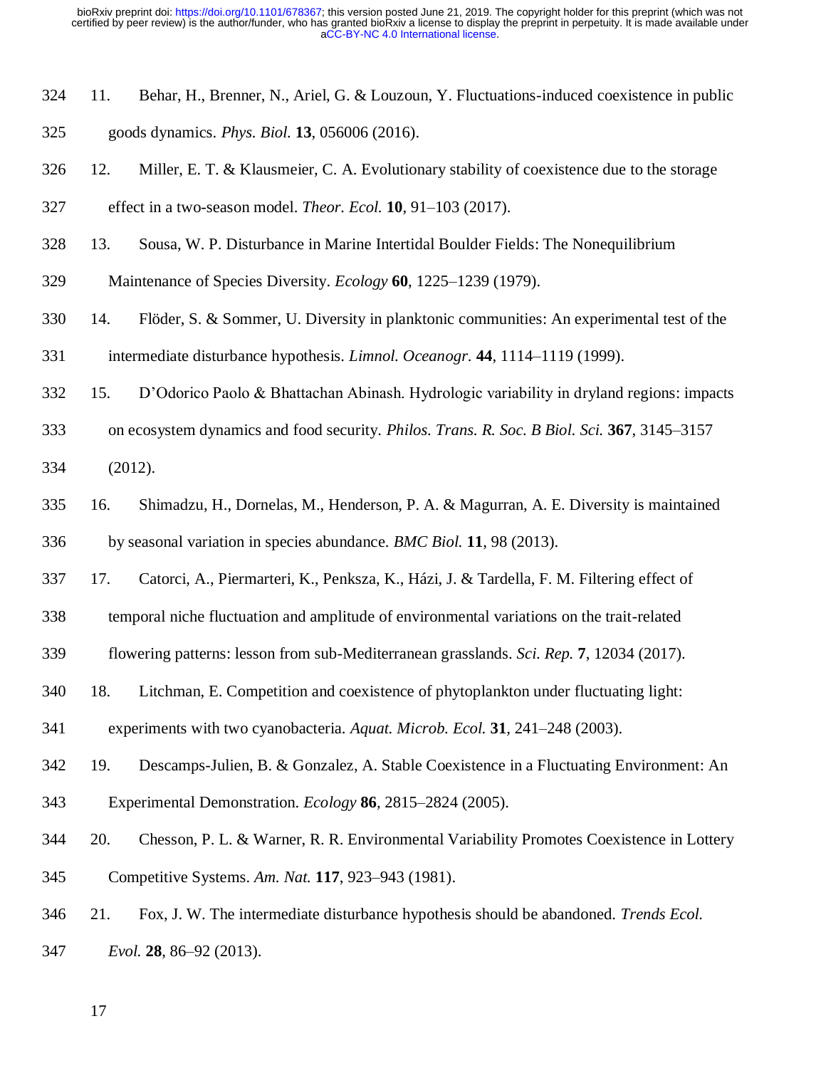11. Behar, H., Brenner, N., Ariel, G. & Louzoun, Y. Fluctuations-induced coexistence in public goods dynamics. *Phys. Biol.* **13**, 056006 (2016).
12. Miller, E. T. & Klausmeier, C. A. Evolutionary stability of coexistence due to the storage effect in a two-season model. *Theor. Ecol.* **10**, 91–103 (2017).
13. Sousa, W. P. Disturbance in Marine Intertidal Boulder Fields: The Nonequilibrium Maintenance of Species Diversity. *Ecology* **60**, 1225–1239 (1979).
14. Flöder, S. & Sommer, U. Diversity in planktonic communities: An experimental test of the intermediate disturbance hypothesis. *Limnol. Oceanogr.* **44**, 1114–1119 (1999).
15. D'Odorico Paolo & Bhattachan Abinash. Hydrologic variability in dryland regions: impacts on ecosystem dynamics and food security. *Philos. Trans. R. Soc. B Biol. Sci.* **367**, 3145–3157 (2012).
16. Shimadzu, H., Dornelas, M., Henderson, P. A. & Magurran, A. E. Diversity is maintained by seasonal variation in species abundance. *BMC Biol.* **11**, 98 (2013).
17. Catorci, A., Piermarteri, K., Penksza, K., Házi, J. & Tardella, F. M. Filtering effect of temporal niche fluctuation and amplitude of environmental variations on the trait-related flowering patterns: lesson from sub-Mediterranean grasslands. *Sci. Rep.* **7**, 12034 (2017).
18. Litchman, E. Competition and coexistence of phytoplankton under fluctuating light: experiments with two cyanobacteria. *Aquat. Microb. Ecol.* **31**, 241–248 (2003).
19. Descamps-Julien, B. & Gonzalez, A. Stable Coexistence in a Fluctuating Environment: An Experimental Demonstration. *Ecology* **86**, 2815–2824 (2005).
20. Chesson, P. L. & Warner, R. R. Environmental Variability Promotes Coexistence in Lottery Competitive Systems. *Am. Nat.* **117**, 923–943 (1981).
21. Fox, J. W. The intermediate disturbance hypothesis should be abandoned. *Trends Ecol. Evol.* **28**, 86–92 (2013).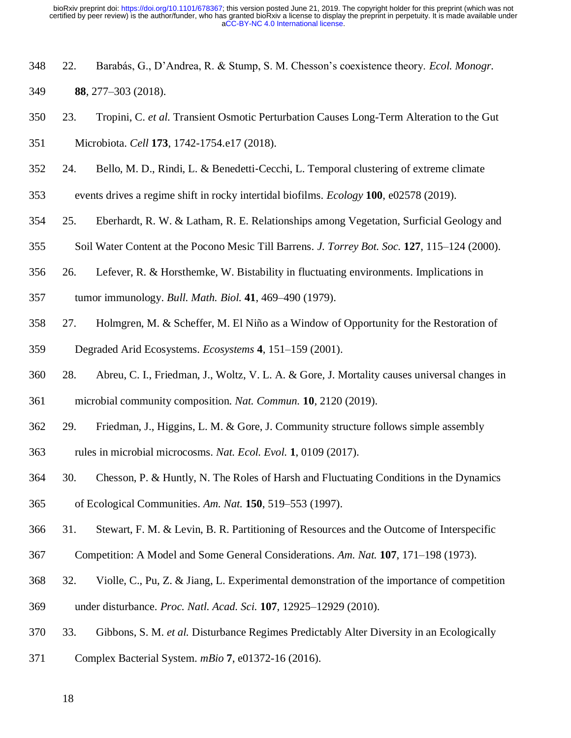22. Barabás, G., D'Andrea, R. & Stump, S. M. Chesson's coexistence theory. *Ecol. Monogr.* **88**, 277–303 (2018).

23. Tropini, C. *et al.* Transient Osmotic Perturbation Causes Long-Term Alteration to the Gut Microbiota. *Cell* **173**, 1742-1754.e17 (2018).

24. Bello, M. D., Rindi, L. & Benedetti-Cecchi, L. Temporal clustering of extreme climate events drives a regime shift in rocky intertidal biofilms. *Ecology* **100**, e02578 (2019).

25. Eberhardt, R. W. & Latham, R. E. Relationships among Vegetation, Surficial Geology and Soil Water Content at the Pocono Mesic Till Barrens. *J. Torrey Bot. Soc.* **127**, 115–124 (2000).

26. Lefever, R. & Horsthemke, W. Bistability in fluctuating environments. Implications in tumor immunology. *Bull. Math. Biol.* **41**, 469–490 (1979).

27. Holmgren, M. & Scheffer, M. El Niño as a Window of Opportunity for the Restoration of Degraded Arid Ecosystems. *Ecosystems* **4**, 151–159 (2001).

28. Abreu, C. I., Friedman, J., Woltz, V. L. A. & Gore, J. Mortality causes universal changes in microbial community composition. *Nat. Commun.* **10**, 2120 (2019).

29. Friedman, J., Higgins, L. M. & Gore, J. Community structure follows simple assembly rules in microbial microcosms. *Nat. Ecol. Evol.* **1**, 0109 (2017).

30. Chesson, P. & Huntly, N. The Roles of Harsh and Fluctuating Conditions in the Dynamics of Ecological Communities. *Am. Nat.* **150**, 519–553 (1997).

31. Stewart, F. M. & Levin, B. R. Partitioning of Resources and the Outcome of Interspecific Competition: A Model and Some General Considerations. *Am. Nat.* **107**, 171–198 (1973).

32. Violle, C., Pu, Z. & Jiang, L. Experimental demonstration of the importance of competition under disturbance. *Proc. Natl. Acad. Sci.* **107**, 12925–12929 (2010).

33. Gibbons, S. M. *et al.* Disturbance Regimes Predictably Alter Diversity in an Ecologically Complex Bacterial System. *mBio* **7**, e01372-16 (2016).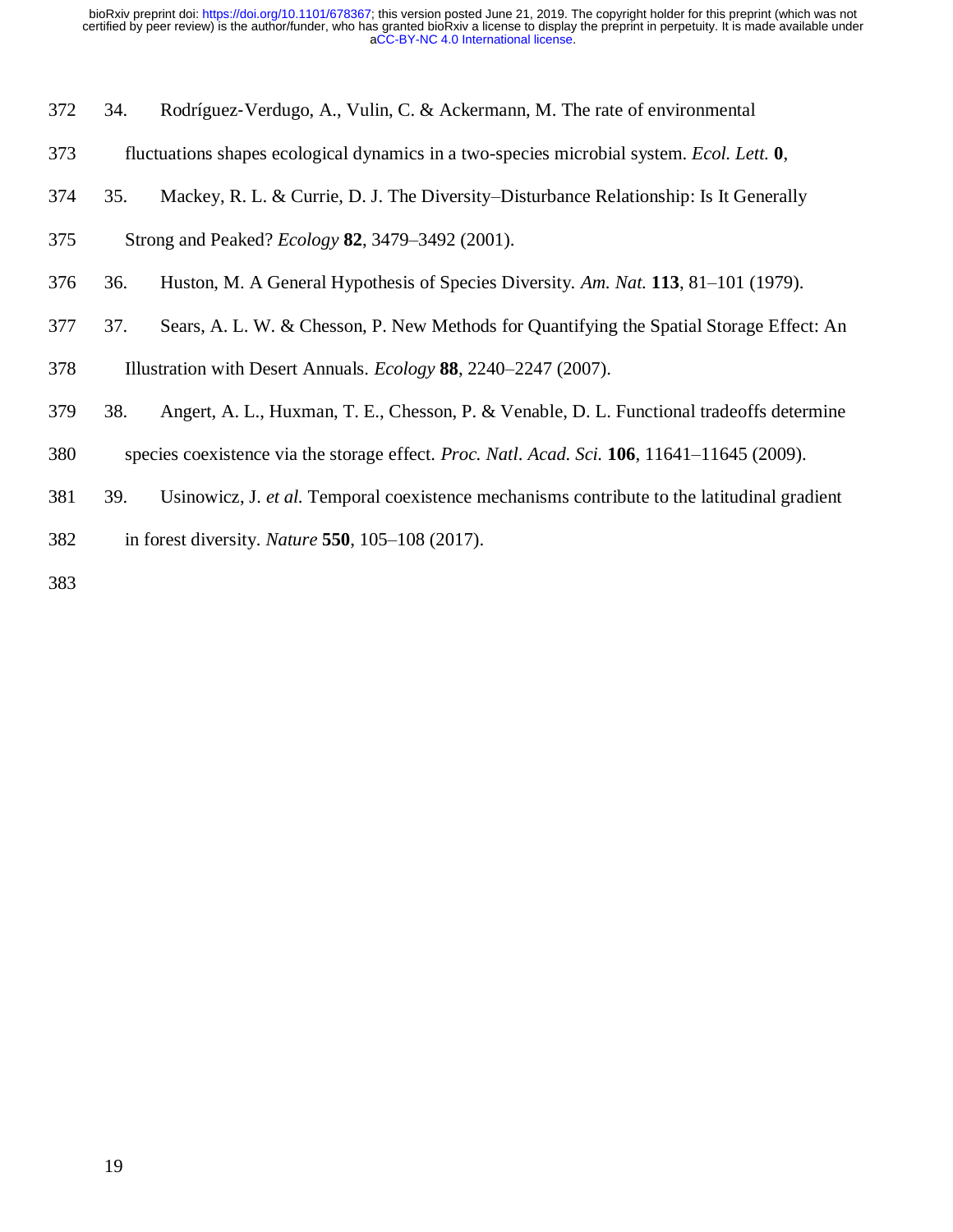34. Rodríguez-Verdugo, A., Vulin, C. & Ackermann, M. The rate of environmental fluctuations shapes ecological dynamics in a two-species microbial system. *Ecol. Lett.* **0**,

35. Mackey, R. L. & Currie, D. J. The Diversity–Disturbance Relationship: Is It Generally Strong and Peaked? *Ecology* **82**, 3479–3492 (2001).

36. Huston, M. A General Hypothesis of Species Diversity. *Am. Nat.* **113**, 81–101 (1979).

37. Sears, A. L. W. & Chesson, P. New Methods for Quantifying the Spatial Storage Effect: An Illustration with Desert Annuals. *Ecology* **88**, 2240–2247 (2007).

38. Angert, A. L., Huxman, T. E., Chesson, P. & Venable, D. L. Functional tradeoffs determine species coexistence via the storage effect. *Proc. Natl. Acad. Sci.* **106**, 11641–11645 (2009).

39. Usinowicz, J. *et al.* Temporal coexistence mechanisms contribute to the latitudinal gradient in forest diversity. *Nature* **550**, 105–108 (2017).